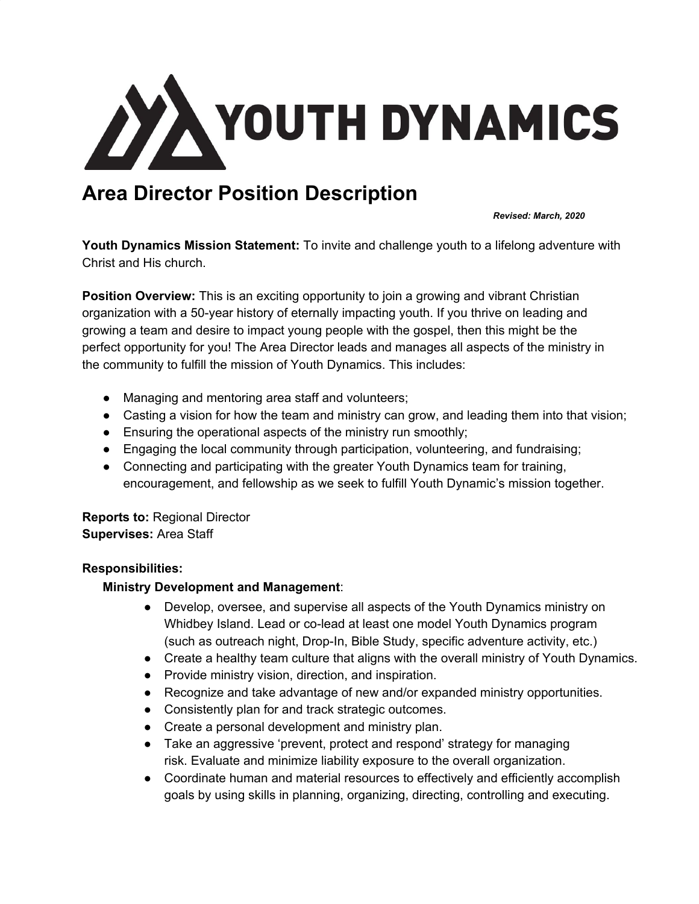# YOUTH DYNAMICS

## Area Director Position Description

***Revised: March, 2020***

**Youth Dynamics Mission Statement:** To invite and challenge youth to a lifelong adventure with Christ and His church.

**Position Overview:** This is an exciting opportunity to join a growing and vibrant Christian organization with a 50-year history of eternally impacting youth. If you thrive on leading and growing a team and desire to impact young people with the gospel, then this might be the perfect opportunity for you! The Area Director leads and manages all aspects of the ministry in the community to fulfill the mission of Youth Dynamics. This includes:

- Managing and mentoring area staff and volunteers;
- Casting a vision for how the team and ministry can grow, and leading them into that vision;
- Ensuring the operational aspects of the ministry run smoothly;
- Engaging the local community through participation, volunteering, and fundraising;
- Connecting and participating with the greater Youth Dynamics team for training, encouragement, and fellowship as we seek to fulfill Youth Dynamic's mission together.

**Reports to:** Regional Director
**Supervises:** Area Staff

**Responsibilities:**

**Ministry Development and Management**:

- Develop, oversee, and supervise all aspects of the Youth Dynamics ministry on Whidbey Island. Lead or co-lead at least one model Youth Dynamics program (such as outreach night, Drop-In, Bible Study, specific adventure activity, etc.)
- Create a healthy team culture that aligns with the overall ministry of Youth Dynamics.
- Provide ministry vision, direction, and inspiration.
- Recognize and take advantage of new and/or expanded ministry opportunities.
- Consistently plan for and track strategic outcomes.
- Create a personal development and ministry plan.
- Take an aggressive 'prevent, protect and respond' strategy for managing risk. Evaluate and minimize liability exposure to the overall organization.
- Coordinate human and material resources to effectively and efficiently accomplish goals by using skills in planning, organizing, directing, controlling and executing.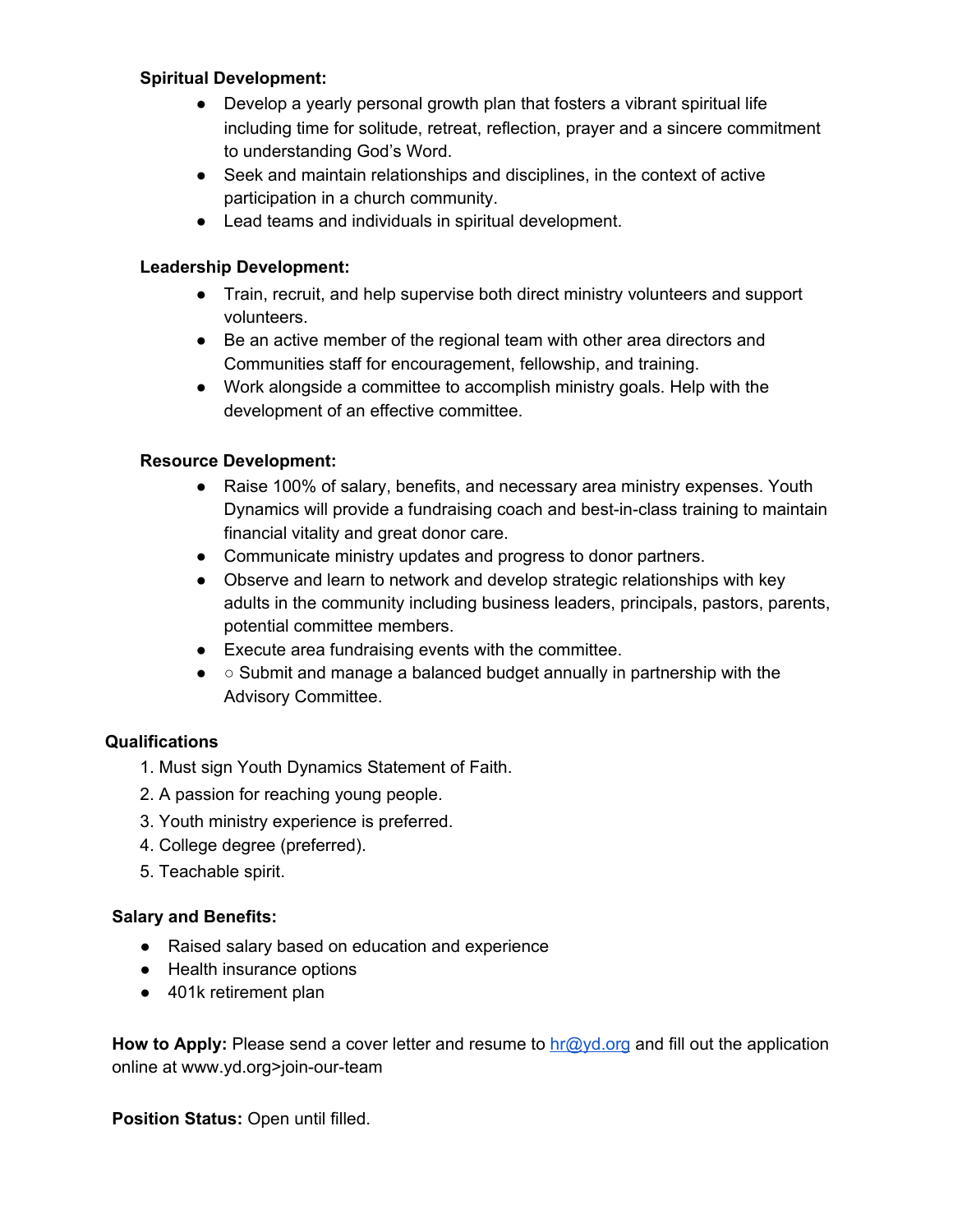**Spiritual Development:**

- Develop a yearly personal growth plan that fosters a vibrant spiritual life including time for solitude, retreat, reflection, prayer and a sincere commitment to understanding God's Word.
- Seek and maintain relationships and disciplines, in the context of active participation in a church community.
- Lead teams and individuals in spiritual development.

**Leadership Development:**

- Train, recruit, and help supervise both direct ministry volunteers and support volunteers.
- Be an active member of the regional team with other area directors and Communities staff for encouragement, fellowship, and training.
- Work alongside a committee to accomplish ministry goals. Help with the development of an effective committee.

**Resource Development:**

- Raise 100% of salary, benefits, and necessary area ministry expenses. Youth Dynamics will provide a fundraising coach and best-in-class training to maintain financial vitality and great donor care.
- Communicate ministry updates and progress to donor partners.
- Observe and learn to network and develop strategic relationships with key adults in the community including business leaders, principals, pastors, parents, potential committee members.
- Execute area fundraising events with the committee.
- ○ Submit and manage a balanced budget annually in partnership with the Advisory Committee.

**Qualifications**

1. Must sign Youth Dynamics Statement of Faith.
2. A passion for reaching young people.
3. Youth ministry experience is preferred.
4. College degree (preferred).
5. Teachable spirit.

**Salary and Benefits:**

- Raised salary based on education and experience
- Health insurance options
- 401k retirement plan

**How to Apply:** Please send a cover letter and resume to hr@yd.org and fill out the application online at www.yd.org>join-our-team

**Position Status:** Open until filled.